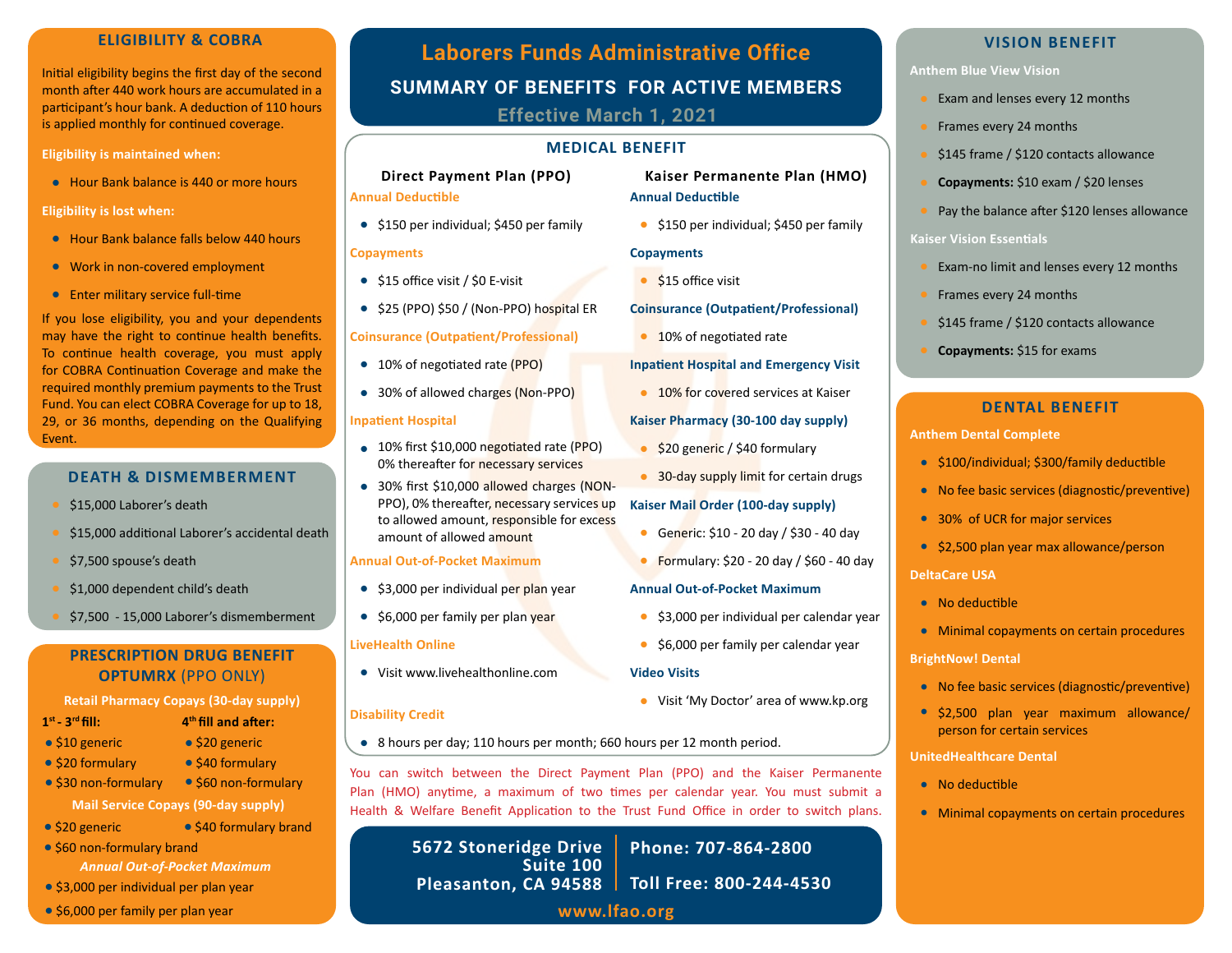# Laborers Funds Administrative Office

## SUMMARY OF BENEFITS FOR ACTIVE MEMBERS

**Effective March 1, 2021**

## ELIGIBILITY & COBRA

Initial eligibility begins the first day of the second month after 440 work hours are accumulated in a participant's hour bank. A deduction of 110 hours is applied monthly for continued coverage.

**Eligibility is maintained when:**

- Hour Bank balance is 440 or more hours

**Eligibility is lost when:**

- Hour Bank balance falls below 440 hours
- Work in non-covered employment
- Enter military service full-time

If you lose eligibility, you and your dependents may have the right to continue health benefits. To continue health coverage, you must apply for COBRA Continuation Coverage and make the required monthly premium payments to the Trust Fund. You can elect COBRA Coverage for up to 18, 29, or 36 months, depending on the Qualifying Event.

## DEATH & DISMEMBERMENT

- $15,000 Laborer's death
- $15,000 additional Laborer's accidental death
- $7,500 spouse's death
- $1,000 dependent child's death
- $7,500 - 15,000 Laborer's dismemberment

## PRESCRIPTION DRUG BENEFIT OPTUMRX (PPO ONLY)

**Retail Pharmacy Copays (30-day supply)**

**1st - 3rd fill:**

- $10 generic
- $20 formulary
- $30 non-formulary

**4th fill and after:**

- $20 generic
- $40 formulary
- $60 non-formulary

**Mail Service Copays (90-day supply)**

- $20 generic
- $40 formulary brand
- $60 non-formulary brand

***Annual Out-of-Pocket Maximum***

- $3,000 per individual per plan year
- $6,000 per family per plan year

## MEDICAL BENEFIT

### Direct Payment Plan (PPO)

**Annual Deductible**

- $150 per individual; $450 per family

**Copayments**

- $15 office visit / $0 E-visit
- $25 (PPO) $50 / (Non-PPO) hospital ER

**Coinsurance (Outpatient/Professional)**

- 10% of negotiated rate (PPO)
- 30% of allowed charges (Non-PPO)

**Inpatient Hospital**

- 10% first $10,000 negotiated rate (PPO) 0% thereafter for necessary services
- 30% first $10,000 allowed charges (NON-PPO), 0% thereafter, necessary services up to allowed amount, responsible for excess amount of allowed amount

**Annual Out-of-Pocket Maximum**

- $3,000 per individual per plan year
- $6,000 per family per plan year

**LiveHealth Online**

- Visit www.livehealthonline.com

### Kaiser Permanente Plan (HMO)

**Annual Deductible**

- $150 per individual; $450 per family

**Copayments**

- $15 office visit

**Coinsurance (Outpatient/Professional)**

- 10% of negotiated rate

**Inpatient Hospital and Emergency Visit**

- 10% for covered services at Kaiser

**Kaiser Pharmacy (30-100 day supply)**

- $20 generic / $40 formulary
- 30-day supply limit for certain drugs

**Kaiser Mail Order (100-day supply)**

- Generic: $10 - 20 day / $30 - 40 day
- Formulary: $20 - 20 day / $60 - 40 day

**Annual Out-of-Pocket Maximum**

- $3,000 per individual per calendar year
- $6,000 per family per calendar year

**Video Visits**

- Visit 'My Doctor' area of www.kp.org

**Disability Credit**

- 8 hours per day; 110 hours per month; 660 hours per 12 month period.

You can switch between the Direct Payment Plan (PPO) and the Kaiser Permanente Plan (HMO) anytime, a maximum of two times per calendar year. You must submit a Health & Welfare Benefit Application to the Trust Fund Office in order to switch plans.

**5672 Stoneridge Drive**
**Suite 100**
**Pleasanton, CA 94588**

**Phone: 707-864-2800**

**Toll Free: 800-244-4530**

**www.lfao.org**

## VISION BENEFIT

**Anthem Blue View Vision**

- Exam and lenses every 12 months
- Frames every 24 months
- $145 frame / $120 contacts allowance
- **Copayments:** $10 exam / $20 lenses
- Pay the balance after $120 lenses allowance

**Kaiser Vision Essentials**

- Exam-no limit and lenses every 12 months
- Frames every 24 months
- $145 frame / $120 contacts allowance
- **Copayments:** $15 for exams

## DENTAL BENEFIT

**Anthem Dental Complete**

- $100/individual; $300/family deductible
- No fee basic services (diagnostic/preventive)
- 30% of UCR for major services
- $2,500 plan year max allowance/person

**DeltaCare USA**

- No deductible
- Minimal copayments on certain procedures

**BrightNow! Dental**

- No fee basic services (diagnostic/preventive)
- $2,500 plan year maximum allowance/ person for certain services

**UnitedHealthcare Dental**

- No deductible
- Minimal copayments on certain procedures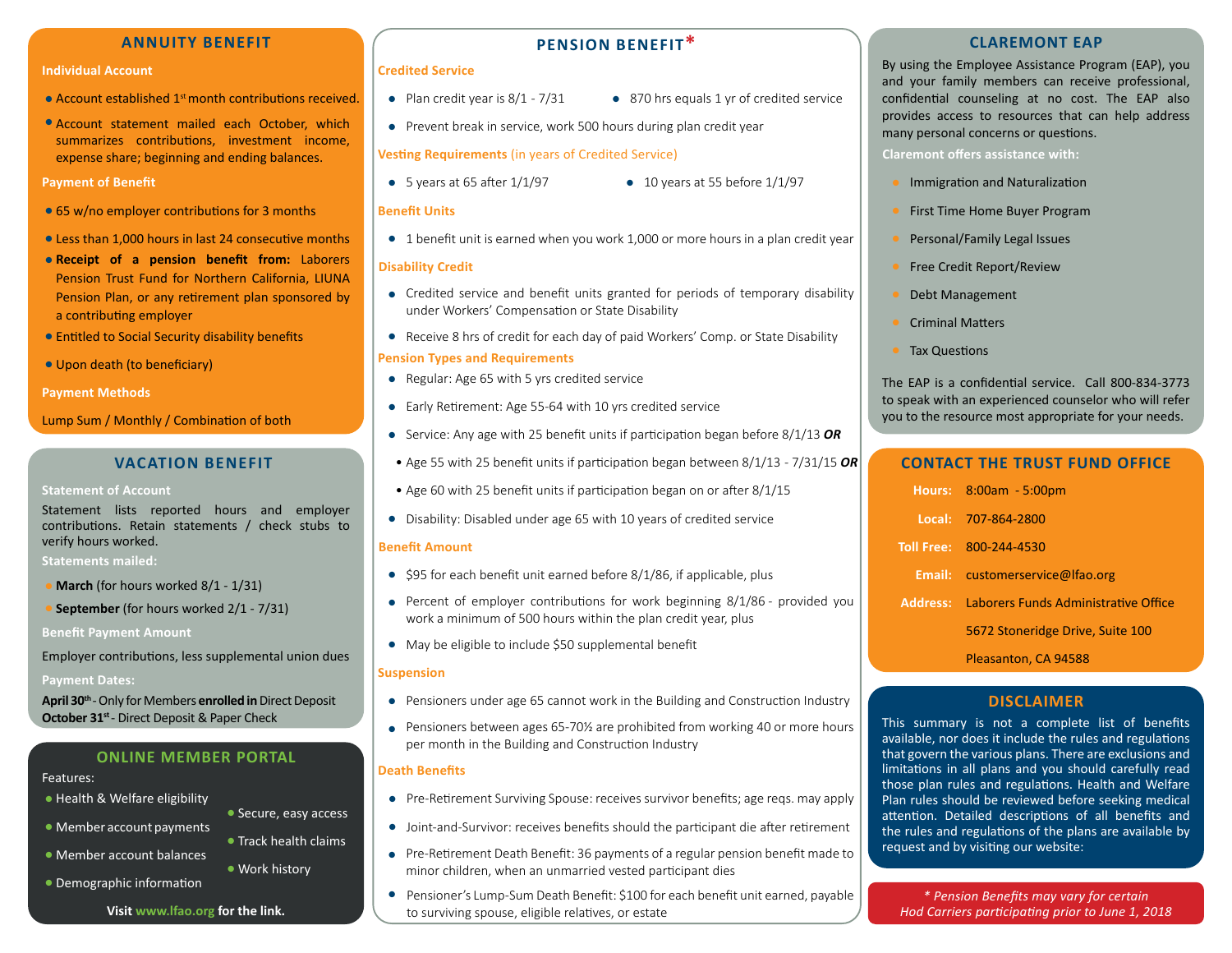## ANNUITY BENEFIT

**Individual Account**

- Account established 1st month contributions received.
- Account statement mailed each October, which summarizes contributions, investment income, expense share; beginning and ending balances.

**Payment of Benefit**

- 65 w/no employer contributions for 3 months
- Less than 1,000 hours in last 24 consecutive months
- **Receipt of a pension benefit from:** Laborers Pension Trust Fund for Northern California, LIUNA Pension Plan, or any retirement plan sponsored by a contributing employer
- Entitled to Social Security disability benefits
- Upon death (to beneficiary)

**Payment Methods**

Lump Sum / Monthly / Combination of both

## VACATION BENEFIT

**Statement of Account**

Statement lists reported hours and employer contributions. Retain statements / check stubs to verify hours worked.

**Statements mailed:**

- **March** (for hours worked 8/1 - 1/31)
- **September** (for hours worked 2/1 - 7/31)

**Benefit Payment Amount**

Employer contributions, less supplemental union dues

**Payment Dates:**

**April 30th** - Only for Members **enrolled in** Direct Deposit
**October 31st** - Direct Deposit & Paper Check

## ONLINE MEMBER PORTAL

Features:

- Health & Welfare eligibility
- Member account payments
- Member account balances
- Demographic information
- Secure, easy access
- Track health claims
- Work history

**Visit www.lfao.org for the link.**

## PENSION BENEFIT*

**Credited Service**

- Plan credit year is 8/1 - 7/31
- 870 hrs equals 1 yr of credited service
- Prevent break in service, work 500 hours during plan credit year

**Vesting Requirements** (in years of Credited Service)

- 5 years at 65 after 1/1/97
- 10 years at 55 before 1/1/97

**Benefit Units**

- 1 benefit unit is earned when you work 1,000 or more hours in a plan credit year

**Disability Credit**

- Credited service and benefit units granted for periods of temporary disability under Workers' Compensation or State Disability
- Receive 8 hrs of credit for each day of paid Workers' Comp. or State Disability

**Pension Types and Requirements**

- Regular: Age 65 with 5 yrs credited service
- Early Retirement: Age 55-64 with 10 yrs credited service
- Service: Any age with 25 benefit units if participation began before 8/1/13 ***OR***
  - Age 55 with 25 benefit units if participation began between 8/1/13 - 7/31/15 ***OR***
  - Age 60 with 25 benefit units if participation began on or after 8/1/15
- Disability: Disabled under age 65 with 10 years of credited service

**Benefit Amount**

- $95 for each benefit unit earned before 8/1/86, if applicable, plus
- Percent of employer contributions for work beginning 8/1/86 - provided you work a minimum of 500 hours within the plan credit year, plus
- May be eligible to include $50 supplemental benefit

**Suspension**

- Pensioners under age 65 cannot work in the Building and Construction Industry
- Pensioners between ages 65-70½ are prohibited from working 40 or more hours per month in the Building and Construction Industry

**Death Benefits**

- Pre-Retirement Surviving Spouse: receives survivor benefits; age reqs. may apply
- Joint-and-Survivor: receives benefits should the participant die after retirement
- Pre-Retirement Death Benefit: 36 payments of a regular pension benefit made to minor children, when an unmarried vested participant dies
- Pensioner's Lump-Sum Death Benefit: $100 for each benefit unit earned, payable to surviving spouse, eligible relatives, or estate

## CLAREMONT EAP

By using the Employee Assistance Program (EAP), you and your family members can receive professional, confidential counseling at no cost. The EAP also provides access to resources that can help address many personal concerns or questions.

**Claremont offers assistance with:**

- Immigration and Naturalization
- First Time Home Buyer Program
- Personal/Family Legal Issues
- Free Credit Report/Review
- Debt Management
- Criminal Matters
- Tax Questions

The EAP is a confidential service. Call 800-834-3773 to speak with an experienced counselor who will refer you to the resource most appropriate for your needs.

## CONTACT THE TRUST FUND OFFICE

**Hours:** 8:00am - 5:00pm
**Local:** 707-864-2800
**Toll Free:** 800-244-4530
**Email:** customerservice@lfao.org
**Address:** Laborers Funds Administrative Office
5672 Stoneridge Drive, Suite 100
Pleasanton, CA 94588

## DISCLAIMER

This summary is not a complete list of benefits available, nor does it include the rules and regulations that govern the various plans. There are exclusions and limitations in all plans and you should carefully read those plan rules and regulations. Health and Welfare Plan rules should be reviewed before seeking medical attention. Detailed descriptions of all benefits and the rules and regulations of the plans are available by request and by visiting our website:

*\* Pension Benefits may vary for certain Hod Carriers participating prior to June 1, 2018*